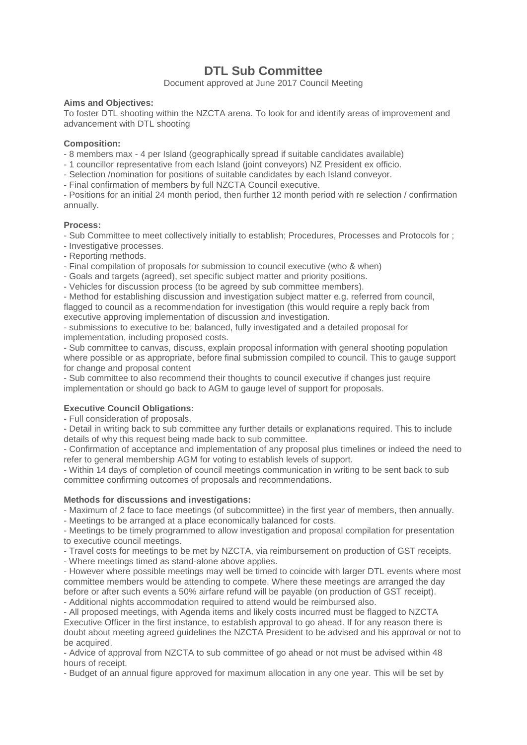# DTL Sub Committee

Document approved at June 2017 Council Meeting

**Aims and Objectives:**
To foster DTL shooting within the NZCTA arena. To look for and identify areas of improvement and advancement with DTL shooting

**Composition:**
- 8 members max - 4 per Island (geographically spread if suitable candidates available)
- 1 councillor representative from each Island (joint conveyors) NZ President ex officio.
- Selection /nomination for positions of suitable candidates by each Island conveyor.
- Final confirmation of members by full NZCTA Council executive.
- Positions for an initial 24 month period, then further 12 month period with re selection / confirmation annually.

**Process:**
- Sub Committee to meet collectively initially to establish; Procedures, Processes and Protocols for ;
- Investigative processes.
- Reporting methods.
- Final compilation of proposals for submission to council executive (who & when)
- Goals and targets (agreed), set specific subject matter and priority positions.
- Vehicles for discussion process (to be agreed by sub committee members).
- Method for establishing discussion and investigation subject matter e.g. referred from council, flagged to council as a recommendation for investigation (this would require a reply back from executive approving implementation of discussion and investigation.
- submissions to executive to be; balanced, fully investigated and a detailed proposal for implementation, including proposed costs.
- Sub committee to canvas, discuss, explain proposal information with general shooting population where possible or as appropriate, before final submission compiled to council. This to gauge support for change and proposal content
- Sub committee to also recommend their thoughts to council executive if changes just require implementation or should go back to AGM to gauge level of support for proposals.

**Executive Council Obligations:**
- Full consideration of proposals.
- Detail in writing back to sub committee any further details or explanations required. This to include details of why this request being made back to sub committee.
- Confirmation of acceptance and implementation of any proposal plus timelines or indeed the need to refer to general membership AGM for voting to establish levels of support.
- Within 14 days of completion of council meetings communication in writing to be sent back to sub committee confirming outcomes of proposals and recommendations.

**Methods for discussions and investigations:**
- Maximum of 2 face to face meetings (of subcommittee) in the first year of members, then annually.
- Meetings to be arranged at a place economically balanced for costs.
- Meetings to be timely programmed to allow investigation and proposal compilation for presentation to executive council meetings.
- Travel costs for meetings to be met by NZCTA, via reimbursement on production of GST receipts.
- Where meetings timed as stand-alone above applies.
- However where possible meetings may well be timed to coincide with larger DTL events where most committee members would be attending to compete. Where these meetings are arranged the day before or after such events a 50% airfare refund will be payable (on production of GST receipt).
- Additional nights accommodation required to attend would be reimbursed also.
- All proposed meetings, with Agenda items and likely costs incurred must be flagged to NZCTA Executive Officer in the first instance, to establish approval to go ahead. If for any reason there is doubt about meeting agreed guidelines the NZCTA President to be advised and his approval or not to be acquired.
- Advice of approval from NZCTA to sub committee of go ahead or not must be advised within 48 hours of receipt.
- Budget of an annual figure approved for maximum allocation in any one year. This will be set by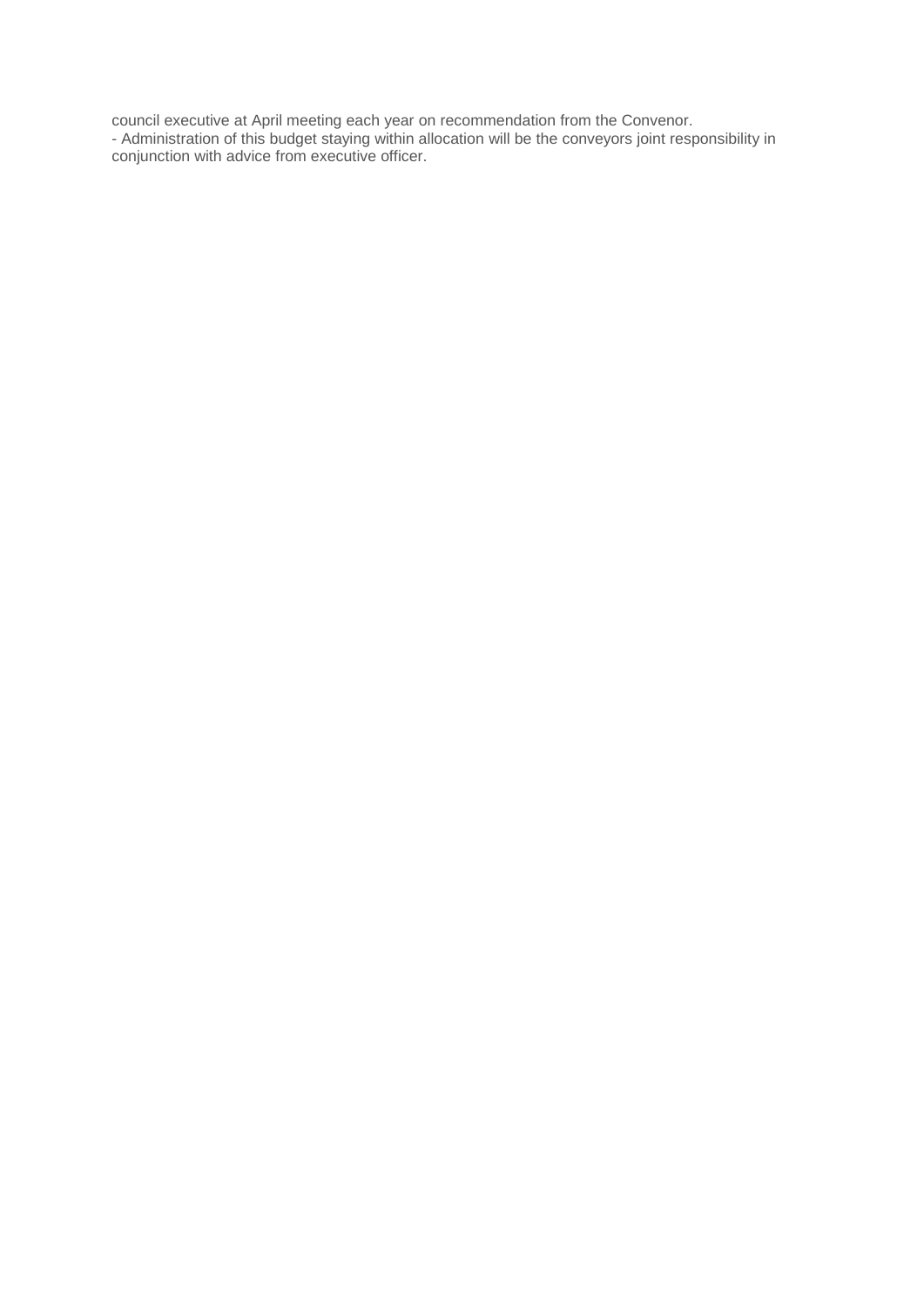council executive at April meeting each year on recommendation from the Convenor.

- Administration of this budget staying within allocation will be the conveyors joint responsibility in conjunction with advice from executive officer.